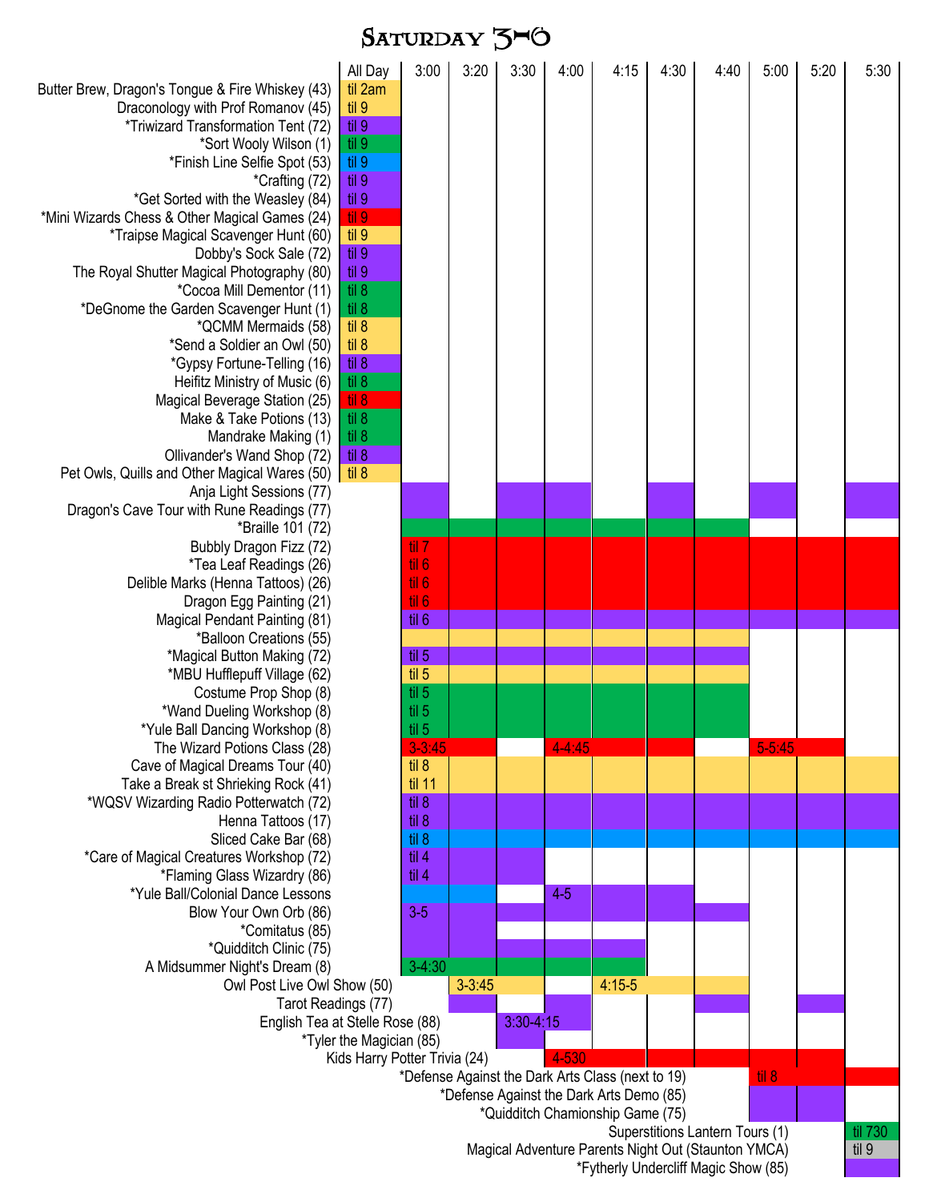# Saturday 3-6

| | All Day | 3:00 | 3:20 | 3:30 | 4:00 | 4:15 | 4:30 | 4:40 | 5:00 | 5:20 | 5:30 |
|---|---|---|---|---|---|---|---|---|---|---|---|
| Butter Brew, Dragon's Tongue & Fire Whiskey (43) | til 2am | | | | | | | | | | |
| Draconology with Prof Romanov (45) | til 9 | | | | | | | | | | |
| *Triwizard Transformation Tent (72) | til 9 | | | | | | | | | | |
| *Sort Wooly Wilson (1) | til 9 | | | | | | | | | | |
| *Finish Line Selfie Spot (53) | til 9 | | | | | | | | | | |
| *Crafting (72) | til 9 | | | | | | | | | | |
| *Get Sorted with the Weasley (84) | til 9 | | | | | | | | | | |
| *Mini Wizards Chess & Other Magical Games (24) | til 9 | | | | | | | | | | |
| *Traipse Magical Scavenger Hunt (60) | til 9 | | | | | | | | | | |
| Dobby's Sock Sale (72) | til 9 | | | | | | | | | | |
| The Royal Shutter Magical Photography (80) | til 9 | | | | | | | | | | |
| *Cocoa Mill Dementor (11) | til 8 | | | | | | | | | | |
| *DeGnome the Garden Scavenger Hunt (1) | til 8 | | | | | | | | | | |
| *QCMM Mermaids (58) | til 8 | | | | | | | | | | |
| *Send a Soldier an Owl (50) | til 8 | | | | | | | | | | |
| *Gypsy Fortune-Telling (16) | til 8 | | | | | | | | | | |
| Heifitz Ministry of Music (6) | til 8 | | | | | | | | | | |
| Magical Beverage Station (25) | til 8 | | | | | | | | | | |
| Make & Take Potions (13) | til 8 | | | | | | | | | | |
| Mandrake Making (1) | til 8 | | | | | | | | | | |
| Ollivander's Wand Shop (72) | til 8 | | | | | | | | | | |
| Pet Owls, Quills and Other Magical Wares (50) | til 8 | | | | | | | | | | |
| Anja Light Sessions (77) | | | | | | | | | | | |
| Dragon's Cave Tour with Rune Readings (77) | | | | | | | | | | | |
| *Braille 101 (72) | | | | | | | | | | | |
| Bubbly Dragon Fizz (72) | | til 7 | | | | | | | | | |
| *Tea Leaf Readings (26) | | til 6 | | | | | | | | | |
| Delible Marks (Henna Tattoos) (26) | | til 6 | | | | | | | | | |
| Dragon Egg Painting (21) | | til 6 | | | | | | | | | |
| Magical Pendant Painting (81) | | til 6 | | | | | | | | | |
| *Balloon Creations (55) | | | | | | | | | | | |
| *Magical Button Making (72) | | til 5 | | | | | | | | | |
| *MBU Hufflepuff Village (62) | | til 5 | | | | | | | | | |
| Costume Prop Shop (8) | | til 5 | | | | | | | | | |
| *Wand Dueling Workshop (8) | | til 5 | | | | | | | | | |
| *Yule Ball Dancing Workshop (8) | | til 5 | | | | | | | | | |
| The Wizard Potions Class (28) | | 3-3:45 | | | 4-4:45 | | | | 5-5:45 | | |
| Cave of Magical Dreams Tour (40) | | til 8 | | | | | | | | | |
| Take a Break st Shrieking Rock (41) | | til 11 | | | | | | | | | |
| *WQSV Wizarding Radio Potterwatch (72) | | til 8 | | | | | | | | | |
| Henna Tattoos (17) | | til 8 | | | | | | | | | |
| Sliced Cake Bar (68) | | til 8 | | | | | | | | | |
| *Care of Magical Creatures Workshop (72) | | til 4 | | | | | | | | | |
| *Flaming Glass Wizardry (86) | | til 4 | | | | | | | | | |
| *Yule Ball/Colonial Dance Lessons | | | | | 4-5 | | | | | | |
| Blow Your Own Orb (86) | | 3-5 | | | | | | | | | |
| *Comitatus (85) | | | | | | | | | | | |
| *Quidditch Clinic (75) | | | | | | | | | | | |
| A Midsummer Night's Dream (8) | | 3-4:30 | | | | | | | | | |
| Owl Post Live Owl Show (50) | | | 3-3:45 | | | 4:15-5 | | | | | |
| Tarot Readings (77) | | | | | | | | | | | |
| English Tea at Stelle Rose (88) | | | | 3:30-4:15 | | | | | | | |
| *Tyler the Magician (85) | | | | | | | | | | | |
| Kids Harry Potter Trivia (24) | | | | | 4-530 | | | | | | |
| *Defense Against the Dark Arts Class (next to 19) | | | | | | | | | til 8 | | |
| *Defense Against the Dark Arts Demo (85) | | | | | | | | | | | |
| *Quidditch Chamionship Game (75) | | | | | | | | | | | |
| Superstitions Lantern Tours (1) | | | | | | | | | | | til 730 |
| Magical Adventure Parents Night Out (Staunton YMCA) | | | | | | | | | | | til 9 |
| *Fytherly Undercliff Magic Show (85) | | | | | | | | | | | |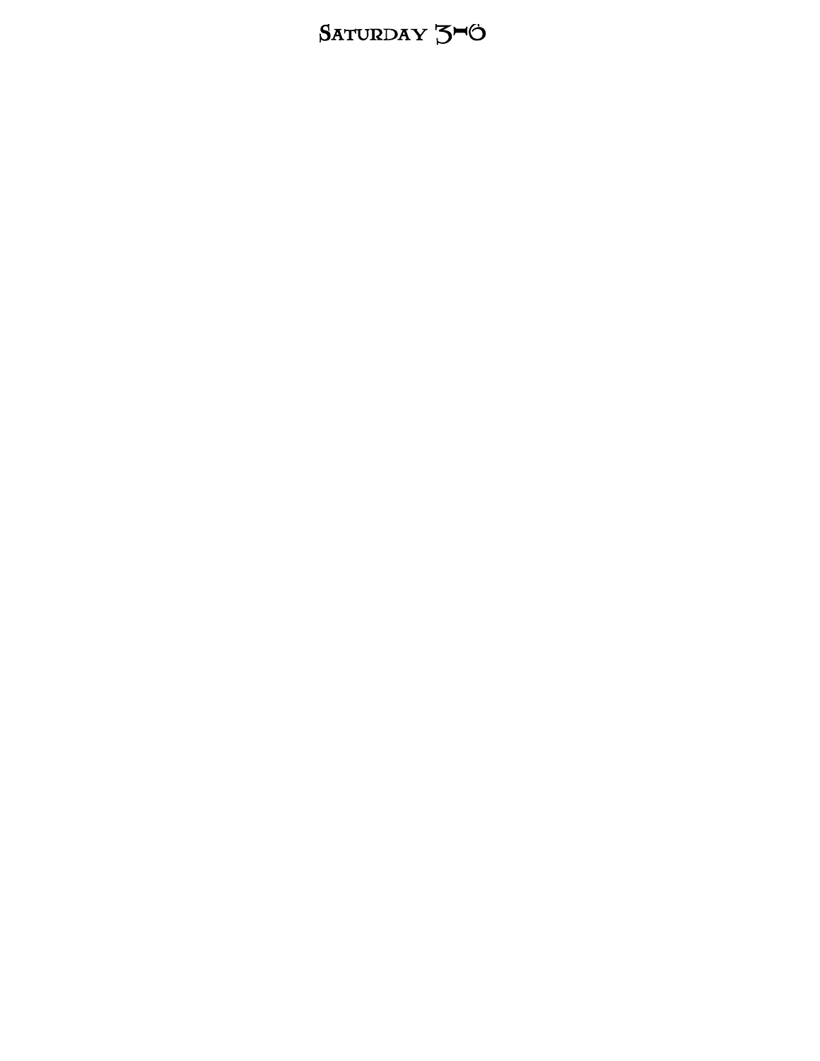# Saturday 3-6